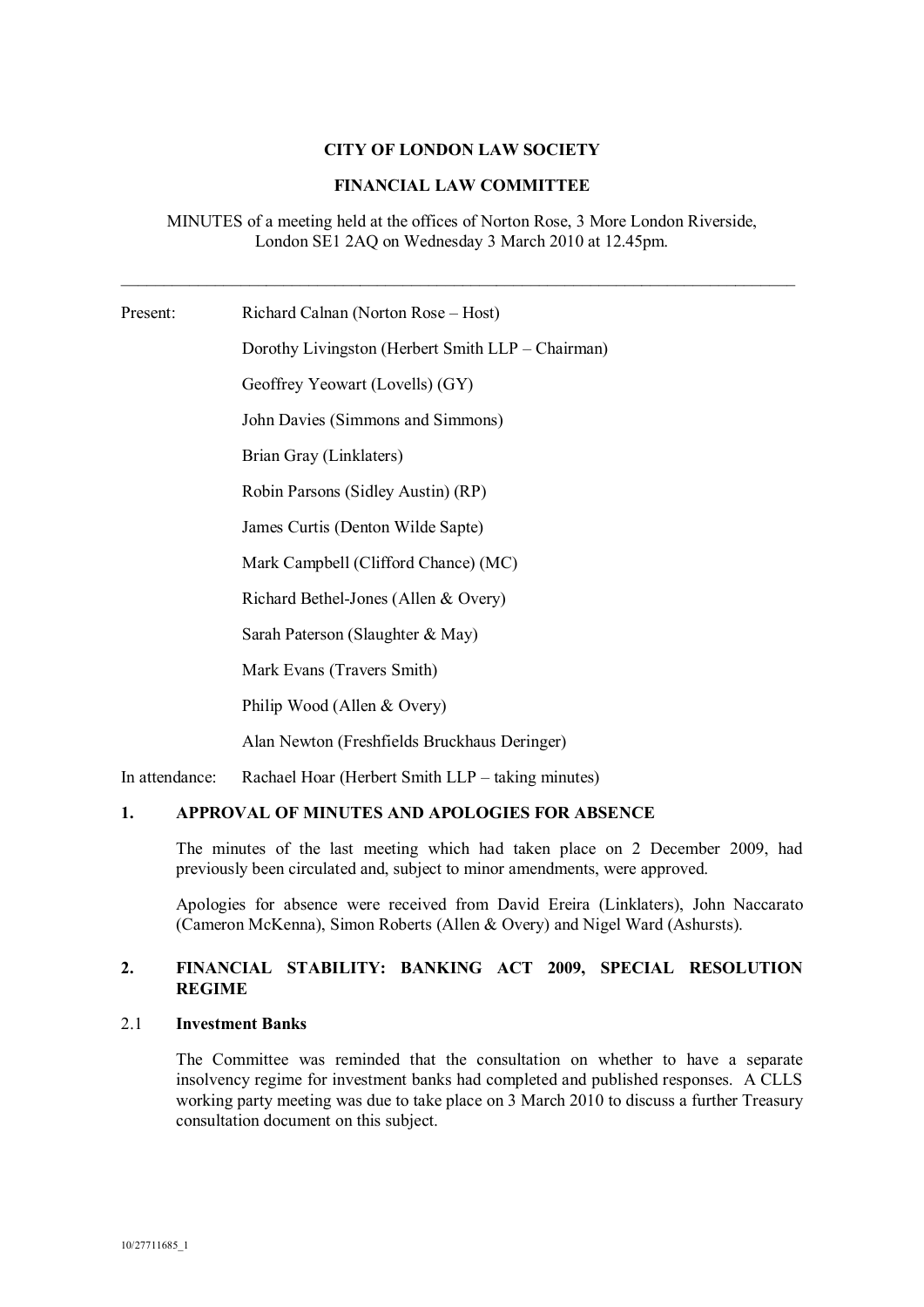**CITY OF LONDON LAW SOCIETY**

**FINANCIAL LAW COMMITTEE**

MINUTES of a meeting held at the offices of Norton Rose, 3 More London Riverside, London SE1 2AQ on Wednesday 3 March 2010 at 12.45pm.

---

Present: Richard Calnan (Norton Rose – Host)

Dorothy Livingston (Herbert Smith LLP – Chairman)

Geoffrey Yeowart (Lovells) (GY)

John Davies (Simmons and Simmons)

Brian Gray (Linklaters)

Robin Parsons (Sidley Austin) (RP)

James Curtis (Denton Wilde Sapte)

Mark Campbell (Clifford Chance) (MC)

Richard Bethel-Jones (Allen & Overy)

Sarah Paterson (Slaughter & May)

Mark Evans (Travers Smith)

Philip Wood (Allen & Overy)

Alan Newton (Freshfields Bruckhaus Deringer)

In attendance: Rachael Hoar (Herbert Smith LLP – taking minutes)

## 1. APPROVAL OF MINUTES AND APOLOGIES FOR ABSENCE

The minutes of the last meeting which had taken place on 2 December 2009, had previously been circulated and, subject to minor amendments, were approved.

Apologies for absence were received from David Ereira (Linklaters), John Naccarato (Cameron McKenna), Simon Roberts (Allen & Overy) and Nigel Ward (Ashursts).

## 2. FINANCIAL STABILITY: BANKING ACT 2009, SPECIAL RESOLUTION REGIME

### 2.1 Investment Banks

The Committee was reminded that the consultation on whether to have a separate insolvency regime for investment banks had completed and published responses. A CLLS working party meeting was due to take place on 3 March 2010 to discuss a further Treasury consultation document on this subject.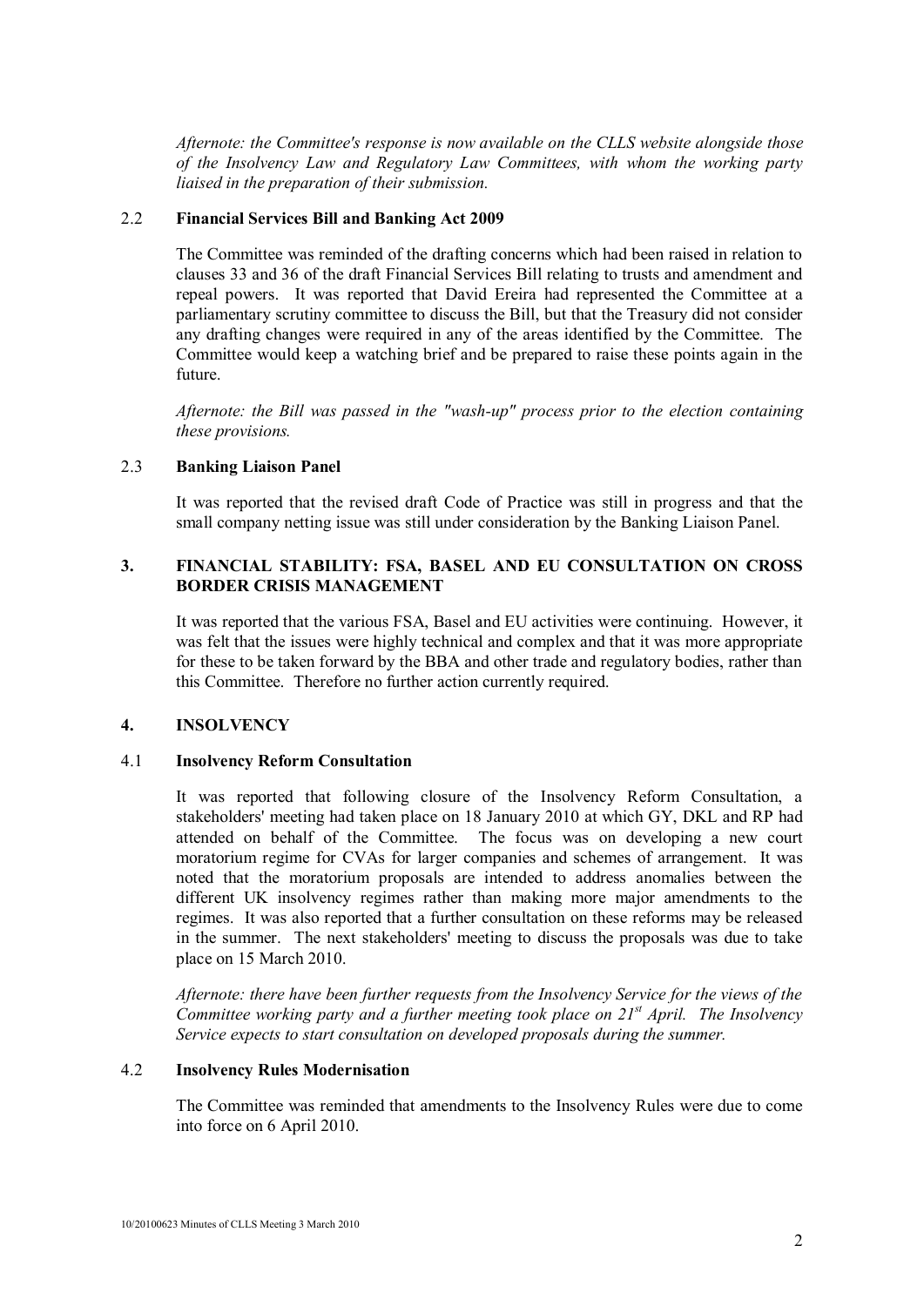*Afternote: the Committee's response is now available on the CLLS website alongside those of the Insolvency Law and Regulatory Law Committees, with whom the working party liaised in the preparation of their submission.*

### 2.2 **Financial Services Bill and Banking Act 2009**

The Committee was reminded of the drafting concerns which had been raised in relation to clauses 33 and 36 of the draft Financial Services Bill relating to trusts and amendment and repeal powers. It was reported that David Ereira had represented the Committee at a parliamentary scrutiny committee to discuss the Bill, but that the Treasury did not consider any drafting changes were required in any of the areas identified by the Committee. The Committee would keep a watching brief and be prepared to raise these points again in the future.

*Afternote: the Bill was passed in the "wash-up" process prior to the election containing these provisions.*

### 2.3 **Banking Liaison Panel**

It was reported that the revised draft Code of Practice was still in progress and that the small company netting issue was still under consideration by the Banking Liaison Panel.

## 3. FINANCIAL STABILITY: FSA, BASEL AND EU CONSULTATION ON CROSS BORDER CRISIS MANAGEMENT

It was reported that the various FSA, Basel and EU activities were continuing. However, it was felt that the issues were highly technical and complex and that it was more appropriate for these to be taken forward by the BBA and other trade and regulatory bodies, rather than this Committee. Therefore no further action currently required.

## 4. INSOLVENCY

### 4.1 **Insolvency Reform Consultation**

It was reported that following closure of the Insolvency Reform Consultation, a stakeholders' meeting had taken place on 18 January 2010 at which GY, DKL and RP had attended on behalf of the Committee. The focus was on developing a new court moratorium regime for CVAs for larger companies and schemes of arrangement. It was noted that the moratorium proposals are intended to address anomalies between the different UK insolvency regimes rather than making more major amendments to the regimes. It was also reported that a further consultation on these reforms may be released in the summer. The next stakeholders' meeting to discuss the proposals was due to take place on 15 March 2010.

*Afternote: there have been further requests from the Insolvency Service for the views of the Committee working party and a further meeting took place on 21st April. The Insolvency Service expects to start consultation on developed proposals during the summer.*

### 4.2 **Insolvency Rules Modernisation**

The Committee was reminded that amendments to the Insolvency Rules were due to come into force on 6 April 2010.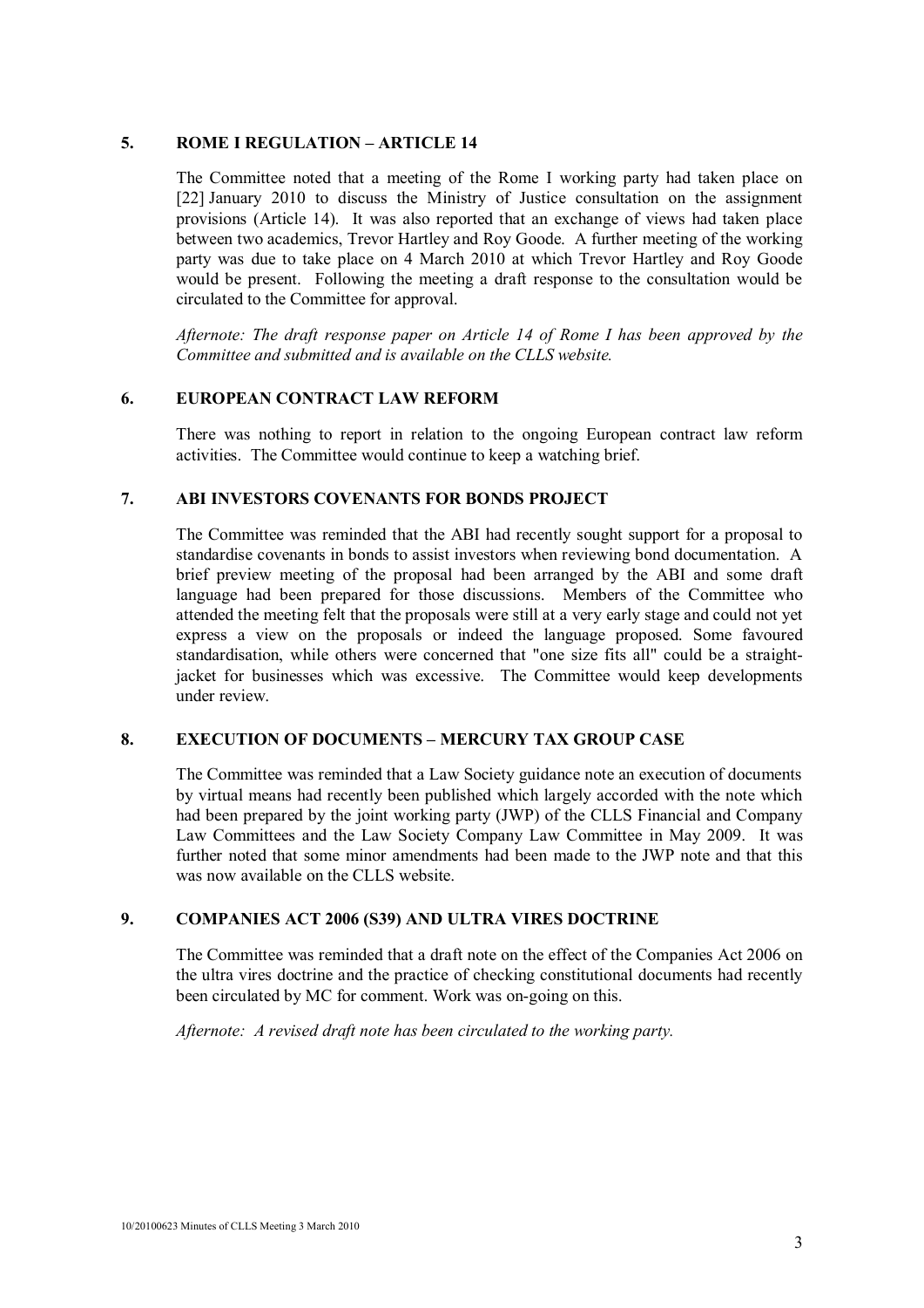## 5. ROME I REGULATION – ARTICLE 14

The Committee noted that a meeting of the Rome I working party had taken place on [22] January 2010 to discuss the Ministry of Justice consultation on the assignment provisions (Article 14). It was also reported that an exchange of views had taken place between two academics, Trevor Hartley and Roy Goode. A further meeting of the working party was due to take place on 4 March 2010 at which Trevor Hartley and Roy Goode would be present. Following the meeting a draft response to the consultation would be circulated to the Committee for approval.

*Afternote: The draft response paper on Article 14 of Rome I has been approved by the Committee and submitted and is available on the CLLS website.*

## 6. EUROPEAN CONTRACT LAW REFORM

There was nothing to report in relation to the ongoing European contract law reform activities. The Committee would continue to keep a watching brief.

## 7. ABI INVESTORS COVENANTS FOR BONDS PROJECT

The Committee was reminded that the ABI had recently sought support for a proposal to standardise covenants in bonds to assist investors when reviewing bond documentation. A brief preview meeting of the proposal had been arranged by the ABI and some draft language had been prepared for those discussions. Members of the Committee who attended the meeting felt that the proposals were still at a very early stage and could not yet express a view on the proposals or indeed the language proposed. Some favoured standardisation, while others were concerned that "one size fits all" could be a straight-jacket for businesses which was excessive. The Committee would keep developments under review.

## 8. EXECUTION OF DOCUMENTS – MERCURY TAX GROUP CASE

The Committee was reminded that a Law Society guidance note an execution of documents by virtual means had recently been published which largely accorded with the note which had been prepared by the joint working party (JWP) of the CLLS Financial and Company Law Committees and the Law Society Company Law Committee in May 2009. It was further noted that some minor amendments had been made to the JWP note and that this was now available on the CLLS website.

## 9. COMPANIES ACT 2006 (S39) AND ULTRA VIRES DOCTRINE

The Committee was reminded that a draft note on the effect of the Companies Act 2006 on the ultra vires doctrine and the practice of checking constitutional documents had recently been circulated by MC for comment. Work was on-going on this.

*Afternote: A revised draft note has been circulated to the working party.*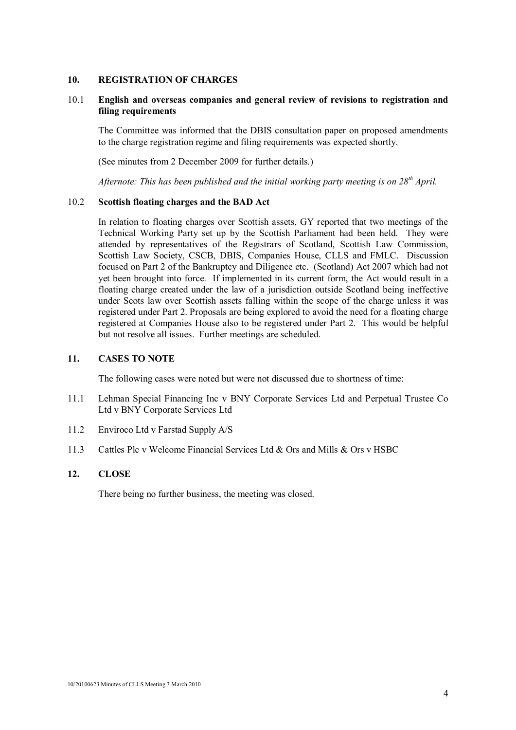## 10. REGISTRATION OF CHARGES

### 10.1 English and overseas companies and general review of revisions to registration and filing requirements

The Committee was informed that the DBIS consultation paper on proposed amendments to the charge registration regime and filing requirements was expected shortly.

(See minutes from 2 December 2009 for further details.)

*Afternote: This has been published and the initial working party meeting is on 28th April.*

### 10.2 Scottish floating charges and the BAD Act

In relation to floating charges over Scottish assets, GY reported that two meetings of the Technical Working Party set up by the Scottish Parliament had been held. They were attended by representatives of the Registrars of Scotland, Scottish Law Commission, Scottish Law Society, CSCB, DBIS, Companies House, CLLS and FMLC. Discussion focused on Part 2 of the Bankruptcy and Diligence etc. (Scotland) Act 2007 which had not yet been brought into force. If implemented in its current form, the Act would result in a floating charge created under the law of a jurisdiction outside Scotland being ineffective under Scots law over Scottish assets falling within the scope of the charge unless it was registered under Part 2. Proposals are being explored to avoid the need for a floating charge registered at Companies House also to be registered under Part 2. This would be helpful but not resolve all issues. Further meetings are scheduled.

## 11. CASES TO NOTE

The following cases were noted but were not discussed due to shortness of time:

11.1 Lehman Special Financing Inc v BNY Corporate Services Ltd and Perpetual Trustee Co Ltd v BNY Corporate Services Ltd

11.2 Enviroco Ltd v Farstad Supply A/S

11.3 Cattles Plc v Welcome Financial Services Ltd & Ors and Mills & Ors v HSBC

## 12. CLOSE

There being no further business, the meeting was closed.